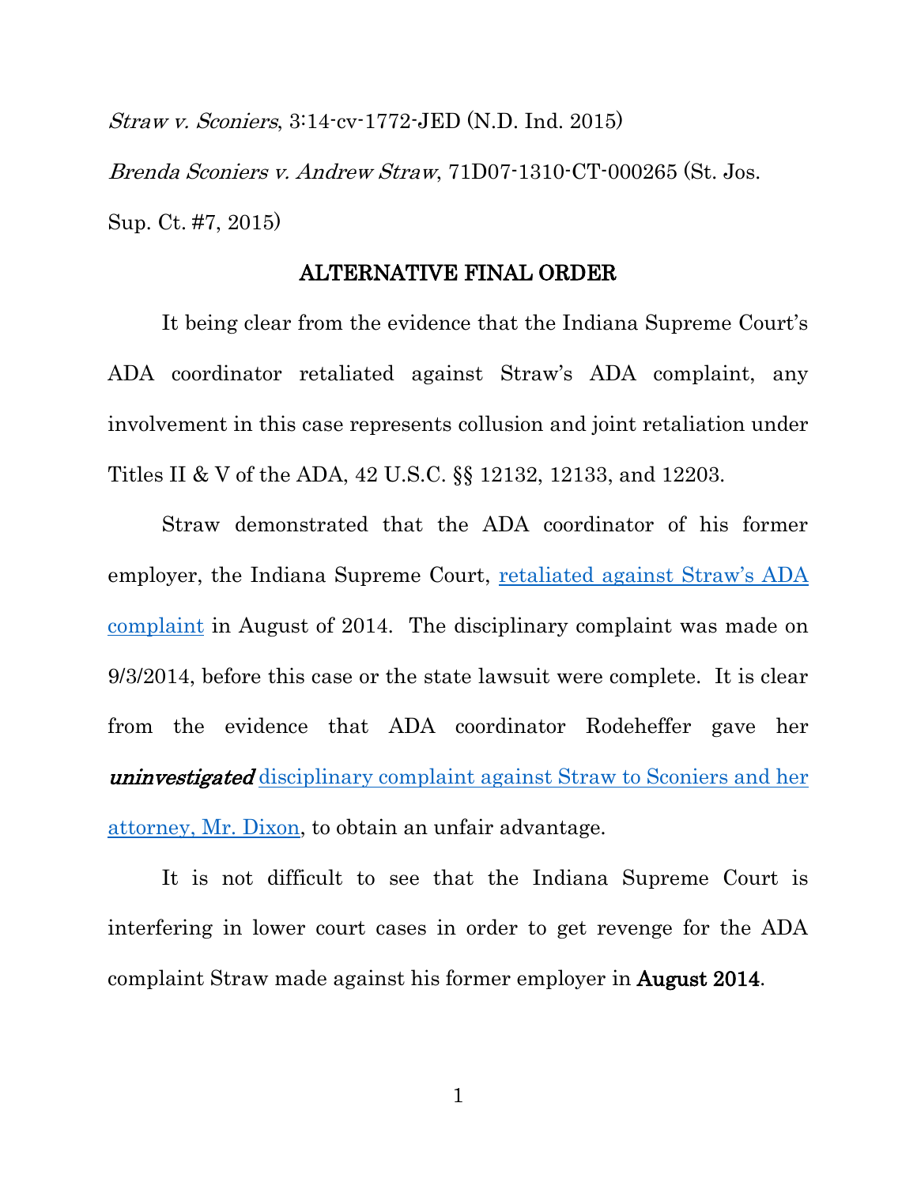*Straw v. Sconiers*, 3:14-cv-1772-JED (N.D. Ind. 2015)

*Brenda Sconiers v. Andrew Straw*, 71D07-1310-CT-000265 (St. Jos. Sup. Ct. #7, 2015)

## ALTERNATIVE FINAL ORDER

It being clear from the evidence that the Indiana Supreme Court's ADA coordinator retaliated against Straw's ADA complaint, any involvement in this case represents collusion and joint retaliation under Titles II & V of the ADA, 42 U.S.C. §§ 12132, 12133, and 12203.

Straw demonstrated that the ADA coordinator of his former employer, the Indiana Supreme Court, retaliated against Straw's ADA complaint in August of 2014. The disciplinary complaint was made on 9/3/2014, before this case or the state lawsuit were complete. It is clear from the evidence that ADA coordinator Rodeheffer gave her ***uninvestigated*** disciplinary complaint against Straw to Sconiers and her attorney, Mr. Dixon, to obtain an unfair advantage.

It is not difficult to see that the Indiana Supreme Court is interfering in lower court cases in order to get revenge for the ADA complaint Straw made against his former employer in **August 2014**.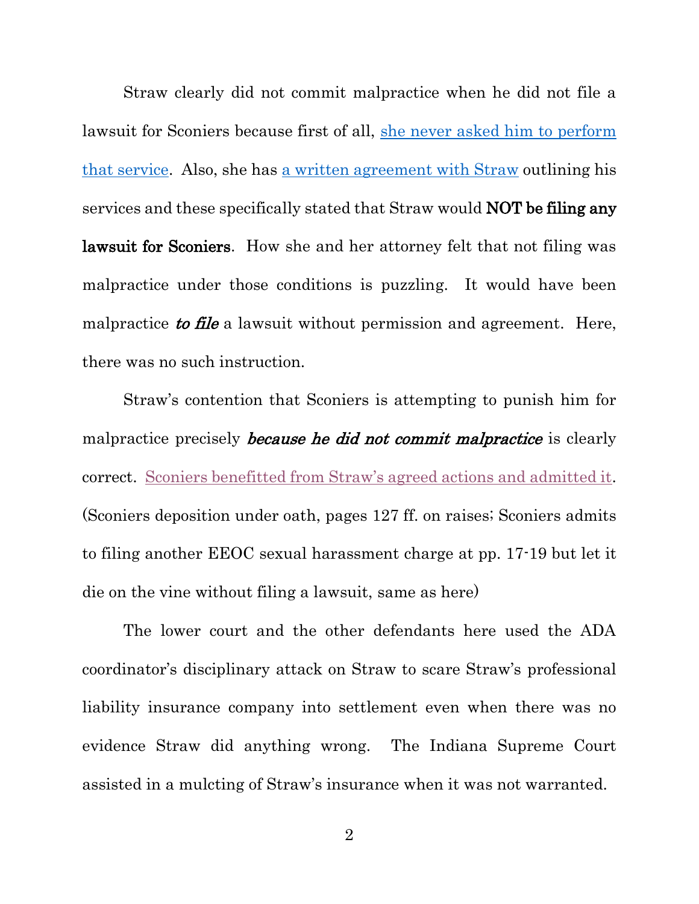Straw clearly did not commit malpractice when he did not file a lawsuit for Sconiers because first of all, she never asked him to perform that service. Also, she has a written agreement with Straw outlining his services and these specifically stated that Straw would **NOT be filing any lawsuit for Sconiers**. How she and her attorney felt that not filing was malpractice under those conditions is puzzling. It would have been malpractice ***to file*** a lawsuit without permission and agreement. Here, there was no such instruction.

Straw's contention that Sconiers is attempting to punish him for malpractice precisely ***because he did not commit malpractice*** is clearly correct. Sconiers benefitted from Straw's agreed actions and admitted it. (Sconiers deposition under oath, pages 127 ff. on raises; Sconiers admits to filing another EEOC sexual harassment charge at pp. 17-19 but let it die on the vine without filing a lawsuit, same as here)

The lower court and the other defendants here used the ADA coordinator's disciplinary attack on Straw to scare Straw's professional liability insurance company into settlement even when there was no evidence Straw did anything wrong. The Indiana Supreme Court assisted in a mulcting of Straw's insurance when it was not warranted.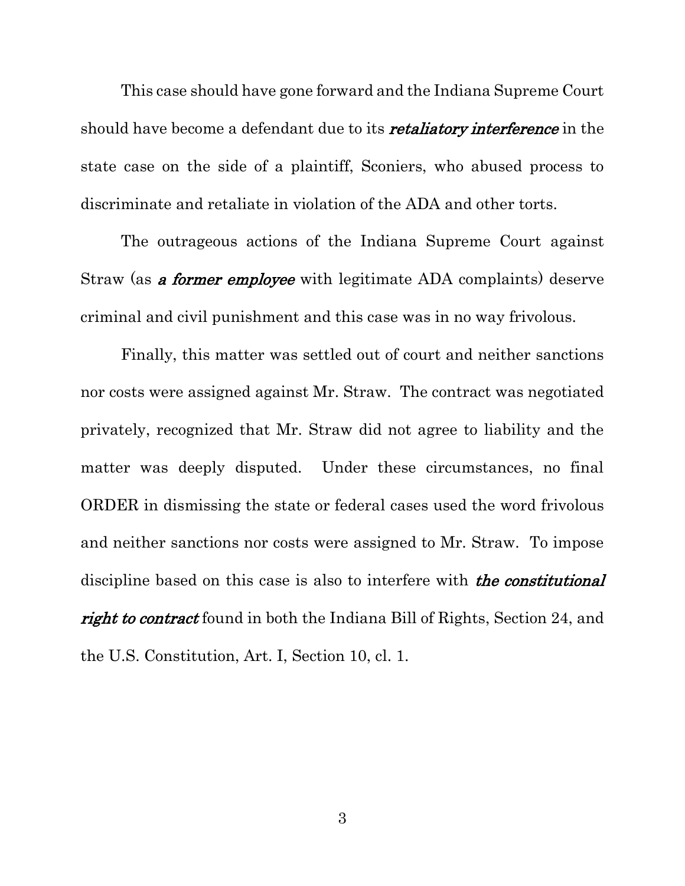This case should have gone forward and the Indiana Supreme Court should have become a defendant due to its ***retaliatory interference*** in the state case on the side of a plaintiff, Sconiers, who abused process to discriminate and retaliate in violation of the ADA and other torts.

The outrageous actions of the Indiana Supreme Court against Straw (as ***a former employee*** with legitimate ADA complaints) deserve criminal and civil punishment and this case was in no way frivolous.

Finally, this matter was settled out of court and neither sanctions nor costs were assigned against Mr. Straw. The contract was negotiated privately, recognized that Mr. Straw did not agree to liability and the matter was deeply disputed. Under these circumstances, no final ORDER in dismissing the state or federal cases used the word frivolous and neither sanctions nor costs were assigned to Mr. Straw. To impose discipline based on this case is also to interfere with ***the constitutional right to contract*** found in both the Indiana Bill of Rights, Section 24, and the U.S. Constitution, Art. I, Section 10, cl. 1.